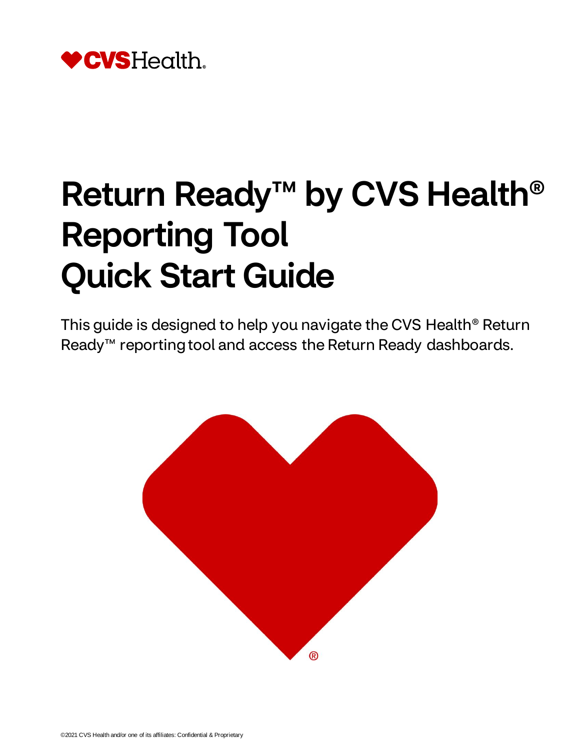# Return Ready™ by CVS Health® Reporting Tool Quick Start Guide

This guide is designed to help you navigate the CVS Health® Return Ready™ reporting tool and access the Return Ready dashboards.

©2021 CVS Health and/or one of its affiliates: Confidential & Proprietary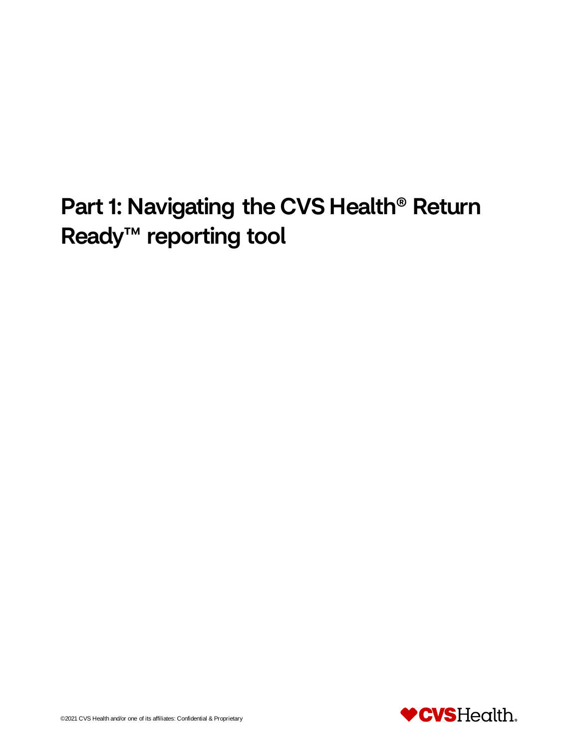# Part 1: Navigating the CVS Health® Return Ready™ reporting tool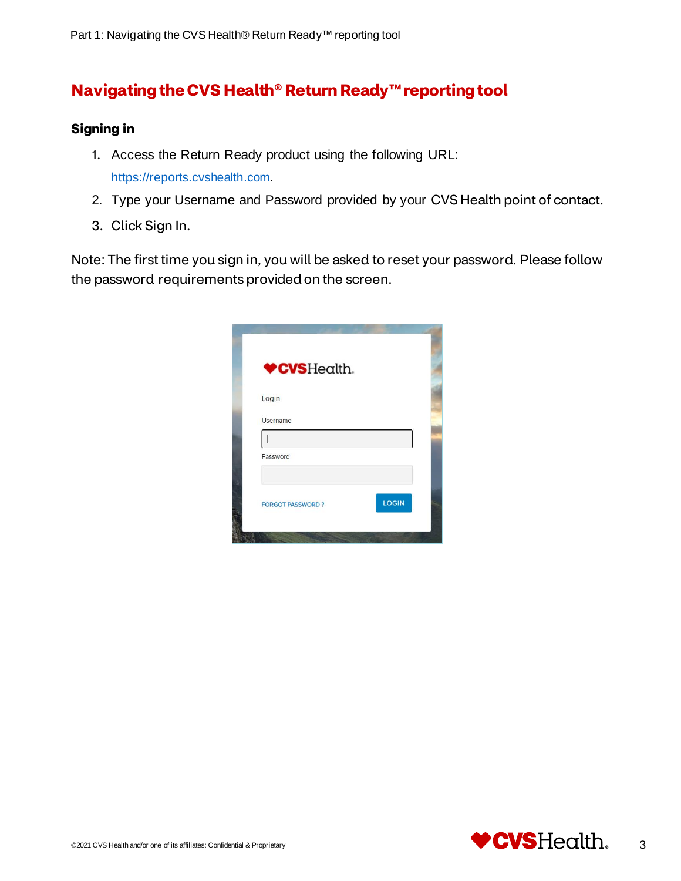# Navigating the CVS Health® Return Ready™ reporting tool

## Signing in

1. Access the Return Ready product using the following URL: https://reports.cvshealth.com.
2. Type your Username and Password provided by your CVS Health point of contact.
3. Click Sign In.

Note: The first time you sign in, you will be asked to reset your password. Please follow the password requirements provided on the screen.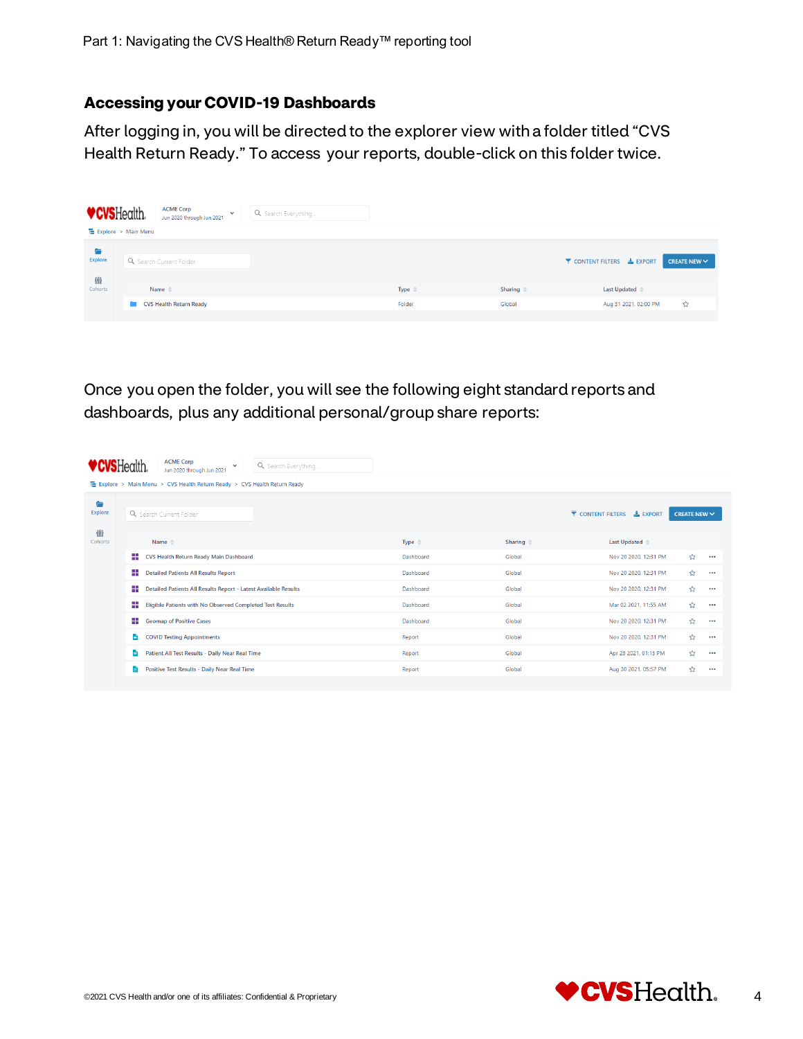## Accessing your COVID-19 Dashboards

After logging in, you will be directed to the explorer view with a folder titled “CVS Health Return Ready.” To access your reports, double-click on this folder twice.

| Name | Type | Sharing | Last Updated |
| --- | --- | --- | --- |
| CVS Health Return Ready | Folder | Global | Aug 31 2021, 02:00 PM |

Once you open the folder, you will see the following eight standard reports and dashboards, plus any additional personal/group share reports:

| Name | Type | Sharing | Last Updated |
| --- | --- | --- | --- |
| CVS Health Return Ready Main Dashboard | Dashboard | Global | Nov 20 2020, 12:31 PM |
| Detailed Patients All Results Report | Dashboard | Global | Nov 20 2020, 12:31 PM |
| Detailed Patients All Results Report - Latest Available Results | Dashboard | Global | Nov 20 2020, 12:31 PM |
| Eligible Patients with No Observed Completed Test Results | Dashboard | Global | Mar 02 2021, 11:55 AM |
| Geomap of Positive Cases | Dashboard | Global | Nov 20 2020, 12:31 PM |
| COVID Testing Appointments | Report | Global | Nov 20 2020, 12:31 PM |
| Patient All Test Results - Daily Near Real Time | Report | Global | Apr 23 2021, 01:15 PM |
| Positive Test Results - Daily Near Real Time | Report | Global | Aug 30 2021, 05:57 PM |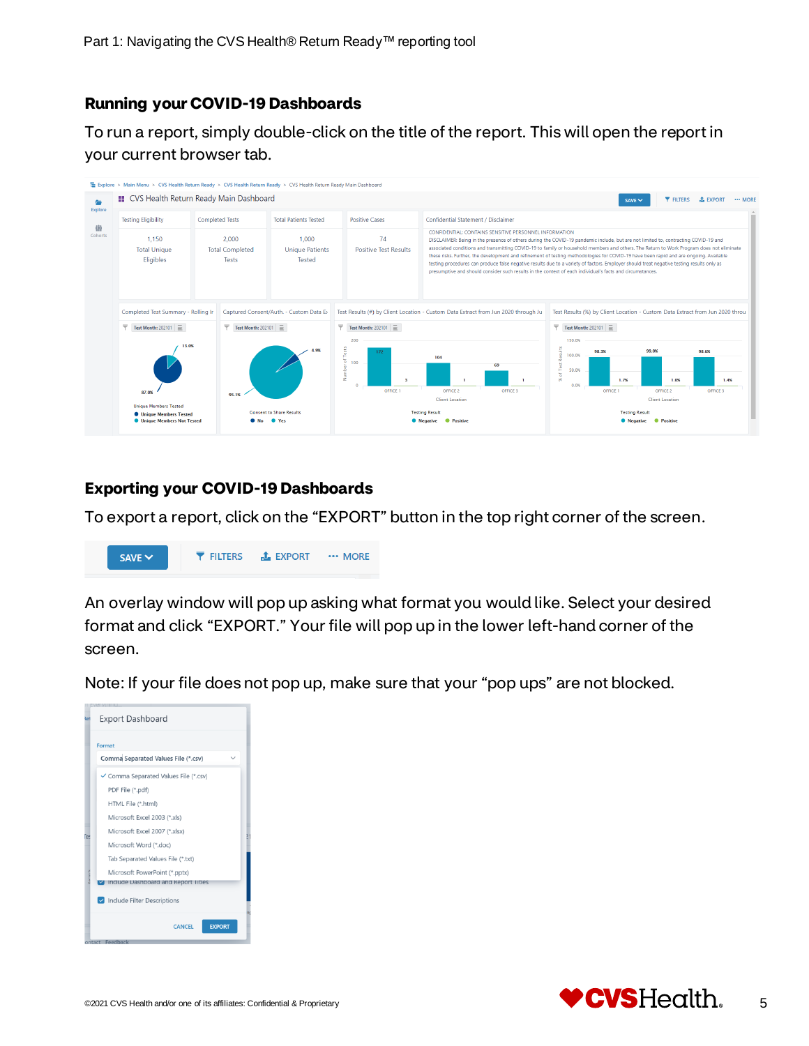## Running your COVID-19 Dashboards

To run a report, simply double-click on the title of the report. This will open the report in your current browser tab.

## Exporting your COVID-19 Dashboards

To export a report, click on the “EXPORT” button in the top right corner of the screen.

An overlay window will pop up asking what format you would like. Select your desired format and click “EXPORT.” Your file will pop up in the lower left-hand corner of the screen.

Note: If your file does not pop up, make sure that your “pop ups” are not blocked.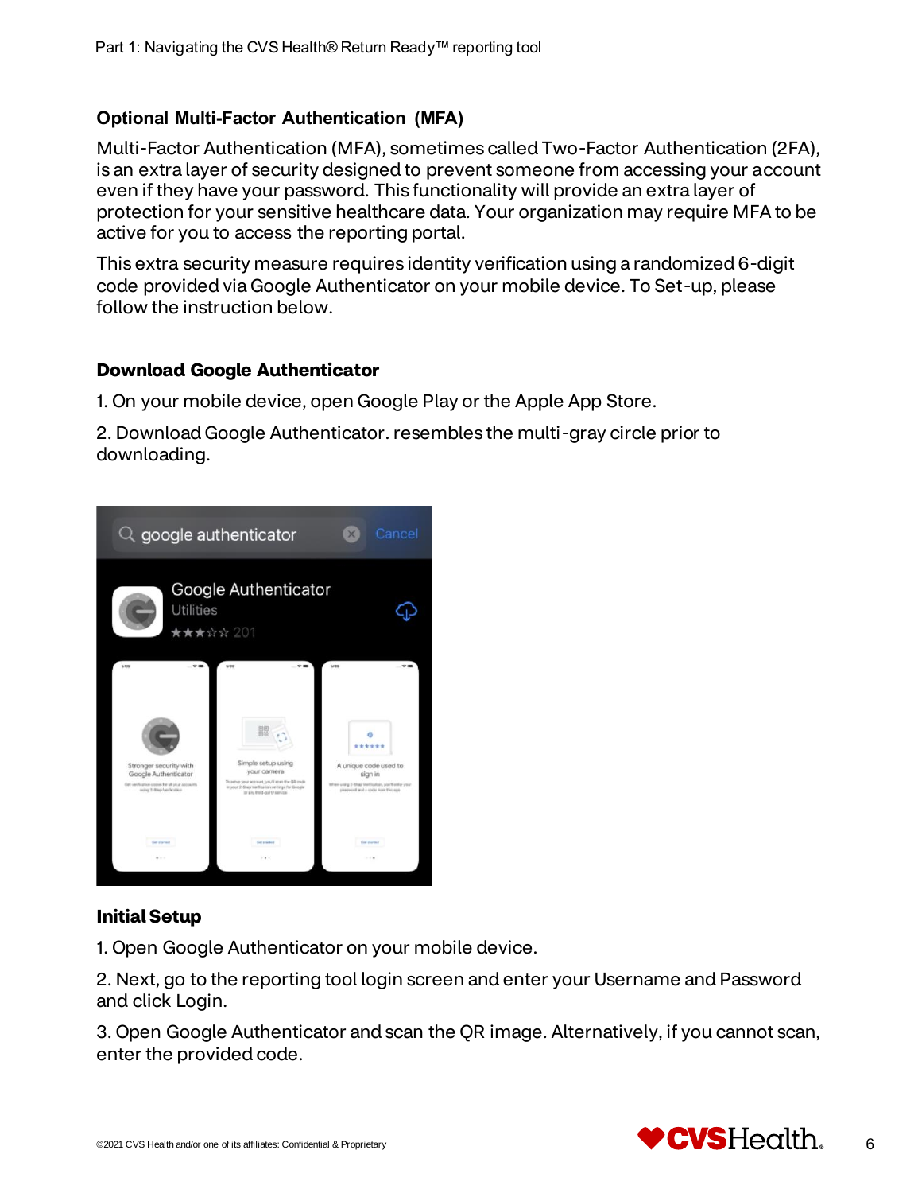### Optional Multi-Factor Authentication (MFA)

Multi-Factor Authentication (MFA), sometimes called Two-Factor Authentication (2FA), is an extra layer of security designed to prevent someone from accessing your account even if they have your password. This functionality will provide an extra layer of protection for your sensitive healthcare data. Your organization may require MFA to be active for you to access the reporting portal.

This extra security measure requires identity verification using a randomized 6-digit code provided via Google Authenticator on your mobile device. To Set-up, please follow the instruction below.

### Download Google Authenticator

1. On your mobile device, open Google Play or the Apple App Store.

2. Download Google Authenticator. resembles the multi-gray circle prior to downloading.

### Initial Setup

1. Open Google Authenticator on your mobile device.

2. Next, go to the reporting tool login screen and enter your Username and Password and click Login.

3. Open Google Authenticator and scan the QR image. Alternatively, if you cannot scan, enter the provided code.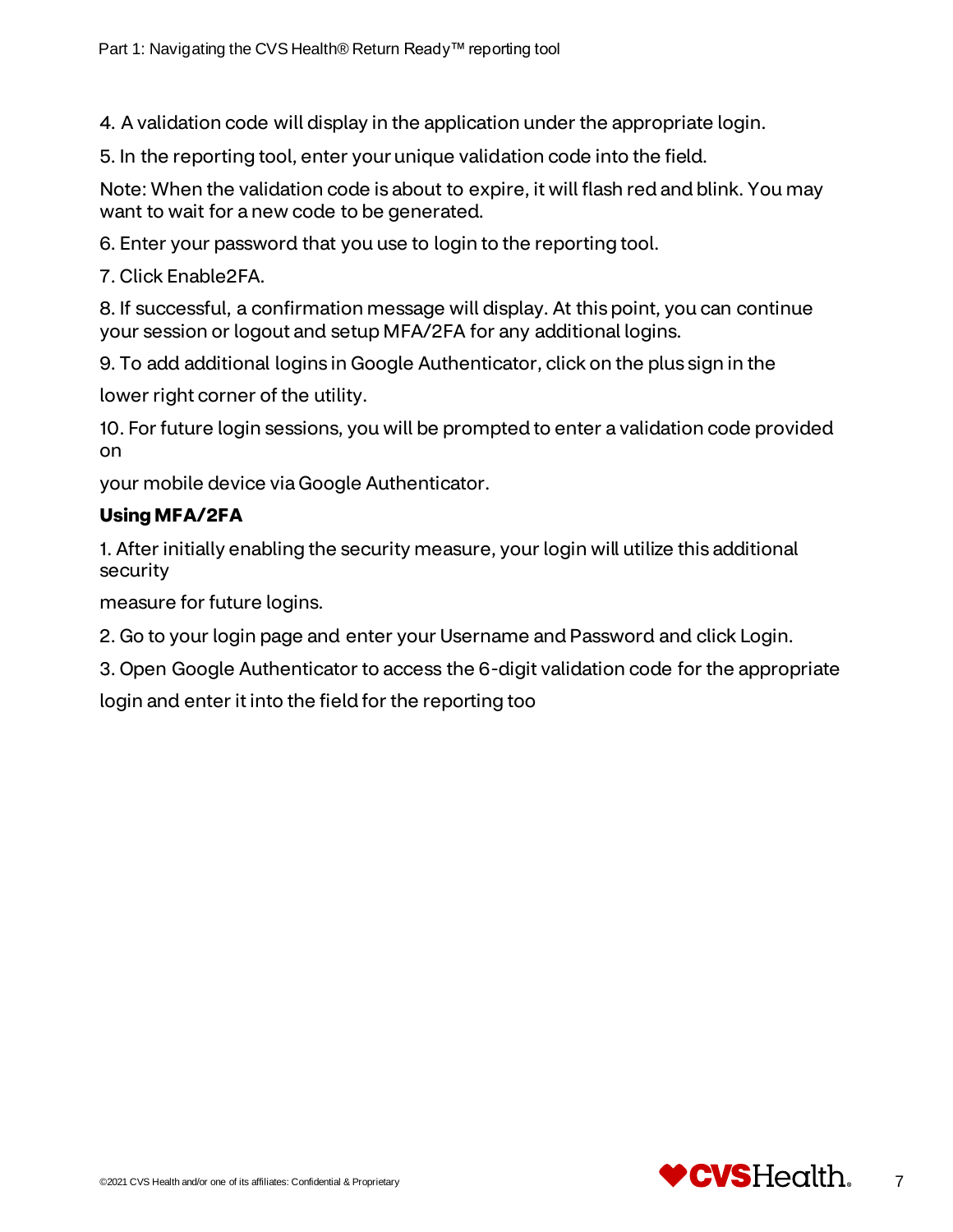4. A validation code will display in the application under the appropriate login.

5. In the reporting tool, enter your unique validation code into the field.

Note: When the validation code is about to expire, it will flash red and blink. You may want to wait for a new code to be generated.

6. Enter your password that you use to login to the reporting tool.

7. Click Enable2FA.

8. If successful, a confirmation message will display. At this point, you can continue your session or logout and setup MFA/2FA for any additional logins.

9. To add additional logins in Google Authenticator, click on the plus sign in the lower right corner of the utility.

10. For future login sessions, you will be prompted to enter a validation code provided on your mobile device via Google Authenticator.

**Using MFA/2FA**

1. After initially enabling the security measure, your login will utilize this additional security measure for future logins.

2. Go to your login page and enter your Username and Password and click Login.

3. Open Google Authenticator to access the 6-digit validation code for the appropriate login and enter it into the field for the reporting too